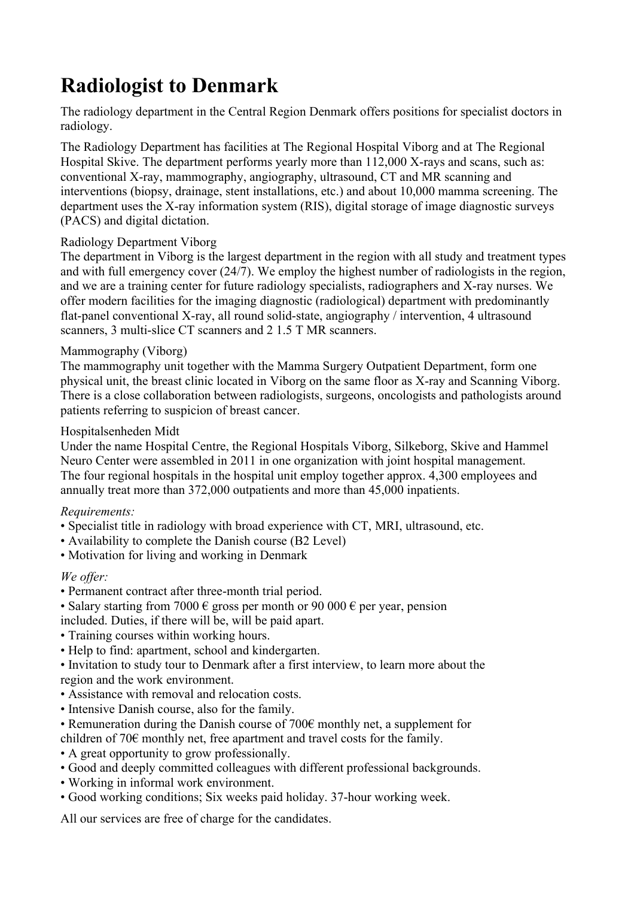# Radiologist to Denmark

The radiology department in the Central Region Denmark offers positions for specialist doctors in radiology.

The Radiology Department has facilities at The Regional Hospital Viborg and at The Regional Hospital Skive. The department performs yearly more than 112,000 X-rays and scans, such as: conventional X-ray, mammography, angiography, ultrasound, CT and MR scanning and interventions (biopsy, drainage, stent installations, etc.) and about 10,000 mamma screening. The department uses the X-ray information system (RIS), digital storage of image diagnostic surveys (PACS) and digital dictation.

Radiology Department Viborg
The department in Viborg is the largest department in the region with all study and treatment types and with full emergency cover (24/7). We employ the highest number of radiologists in the region, and we are a training center for future radiology specialists, radiographers and X-ray nurses. We offer modern facilities for the imaging diagnostic (radiological) department with predominantly flat-panel conventional X-ray, all round solid-state, angiography / intervention, 4 ultrasound scanners, 3 multi-slice CT scanners and 2 1.5 T MR scanners.

Mammography (Viborg)
The mammography unit together with the Mamma Surgery Outpatient Department, form one physical unit, the breast clinic located in Viborg on the same floor as X-ray and Scanning Viborg. There is a close collaboration between radiologists, surgeons, oncologists and pathologists around patients referring to suspicion of breast cancer.

Hospitalsenheden Midt
Under the name Hospital Centre, the Regional Hospitals Viborg, Silkeborg, Skive and Hammel Neuro Center were assembled in 2011 in one organization with joint hospital management. The four regional hospitals in the hospital unit employ together approx. 4,300 employees and annually treat more than 372,000 outpatients and more than 45,000 inpatients.

*Requirements:*

- Specialist title in radiology with broad experience with CT, MRI, ultrasound, etc.
- Availability to complete the Danish course (B2 Level)
- Motivation for living and working in Denmark

*We offer:*

- Permanent contract after three-month trial period.
- Salary starting from 7000 € gross per month or 90 000 € per year, pension included. Duties, if there will be, will be paid apart.
- Training courses within working hours.
- Help to find: apartment, school and kindergarten.
- Invitation to study tour to Denmark after a first interview, to learn more about the region and the work environment.
- Assistance with removal and relocation costs.
- Intensive Danish course, also for the family.
- Remuneration during the Danish course of 700€ monthly net, a supplement for children of 70€ monthly net, free apartment and travel costs for the family.
- A great opportunity to grow professionally.
- Good and deeply committed colleagues with different professional backgrounds.
- Working in informal work environment.
- Good working conditions; Six weeks paid holiday. 37-hour working week.

All our services are free of charge for the candidates.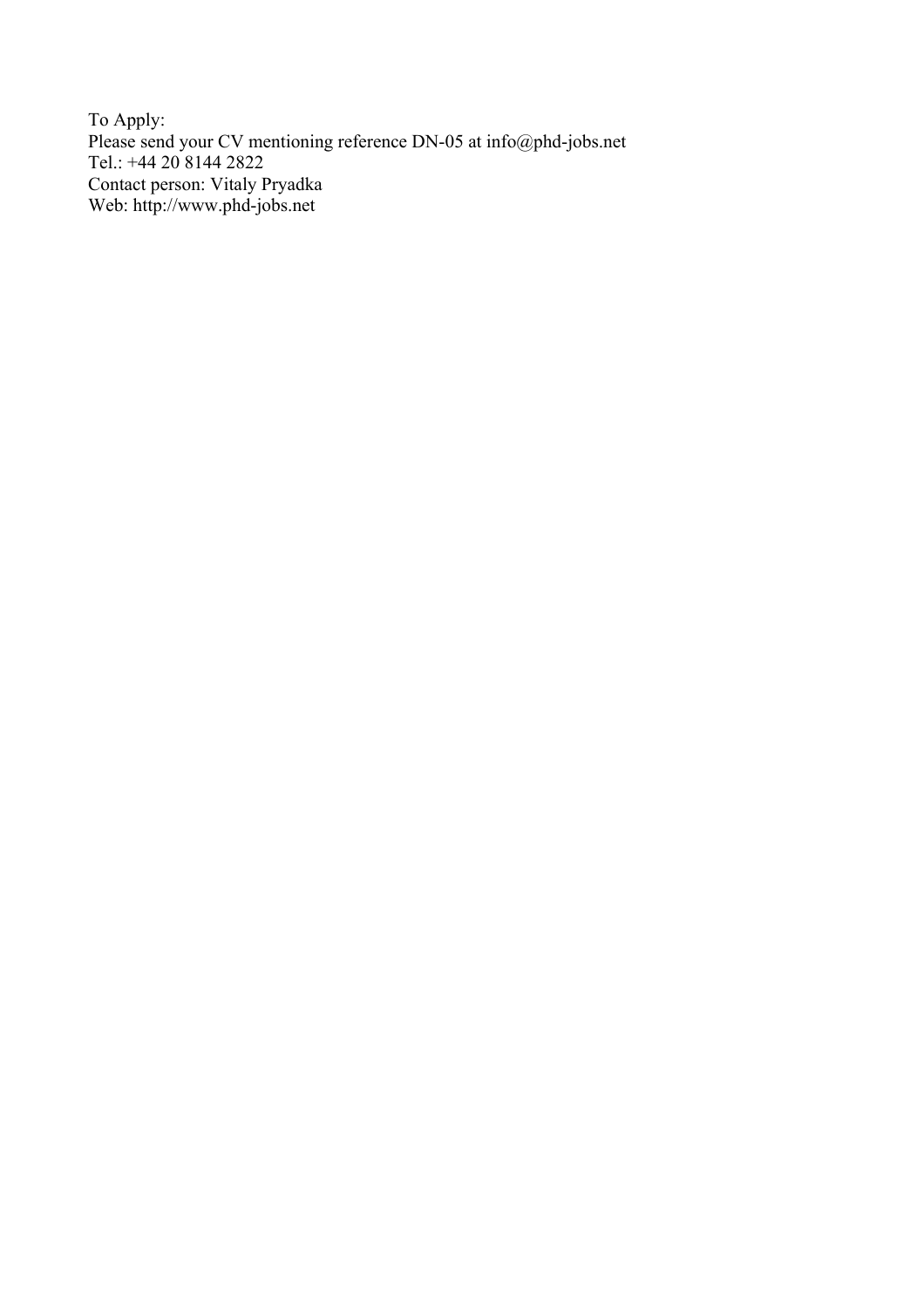To Apply:
Please send your CV mentioning reference DN-05 at info@phd-jobs.net
Tel.: +44 20 8144 2822
Contact person: Vitaly Pryadka
Web: http://www.phd-jobs.net